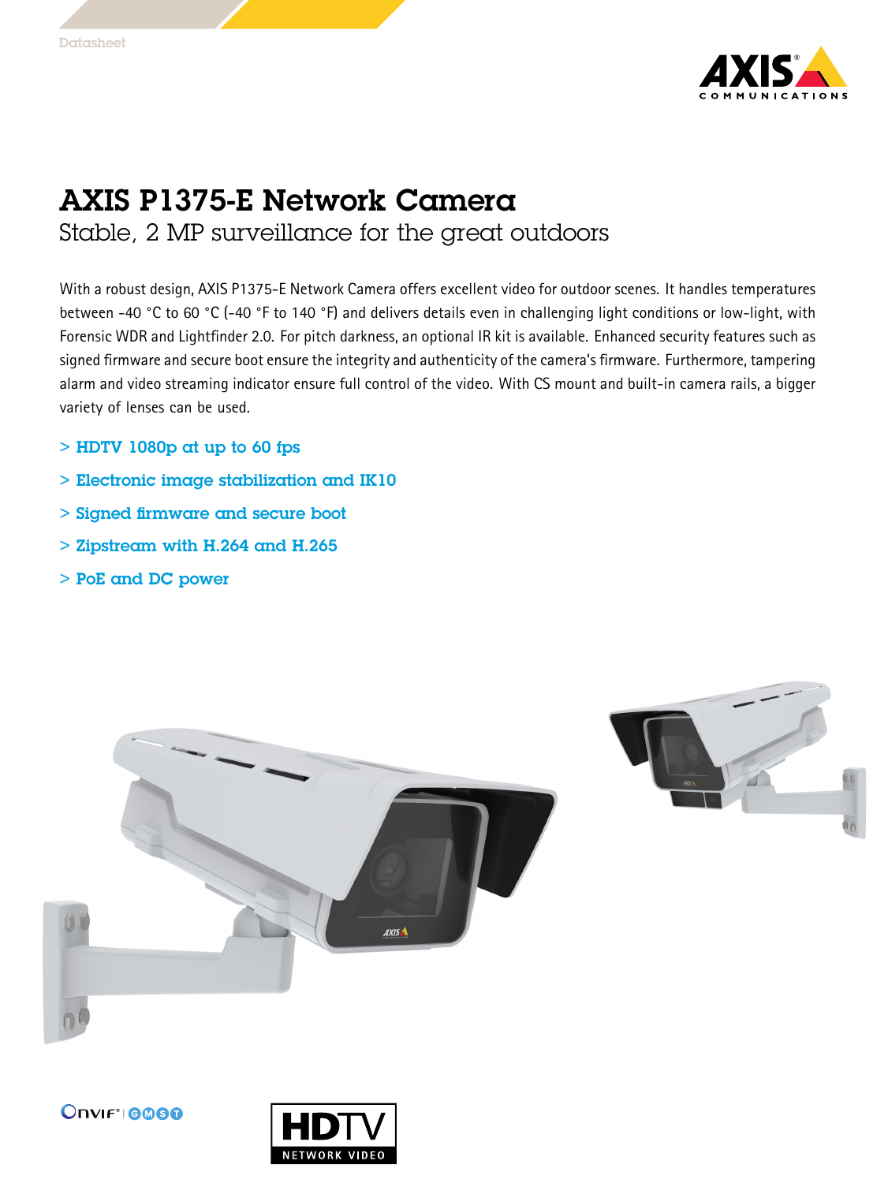Datasheet

# AXIS P1375-E Network Camera

## Stable, 2 MP surveillance for the great outdoors

With a robust design, AXIS P1375-E Network Camera offers excellent video for outdoor scenes. It handles temperatures between -40 °C to 60 °C (-40 °F to 140 °F) and delivers details even in challenging light conditions or low-light, with Forensic WDR and Lightfinder 2.0. For pitch darkness, an optional IR kit is available. Enhanced security features such as signed firmware and secure boot ensure the integrity and authenticity of the camera's firmware. Furthermore, tampering alarm and video streaming indicator ensure full control of the video. With CS mount and built-in camera rails, a bigger variety of lenses can be used.

> **HDTV 1080p at up to 60 fps**

> **Electronic image stabilization and IK10**

> **Signed firmware and secure boot**

> **Zipstream with H.264 and H.265**

> **PoE and DC power**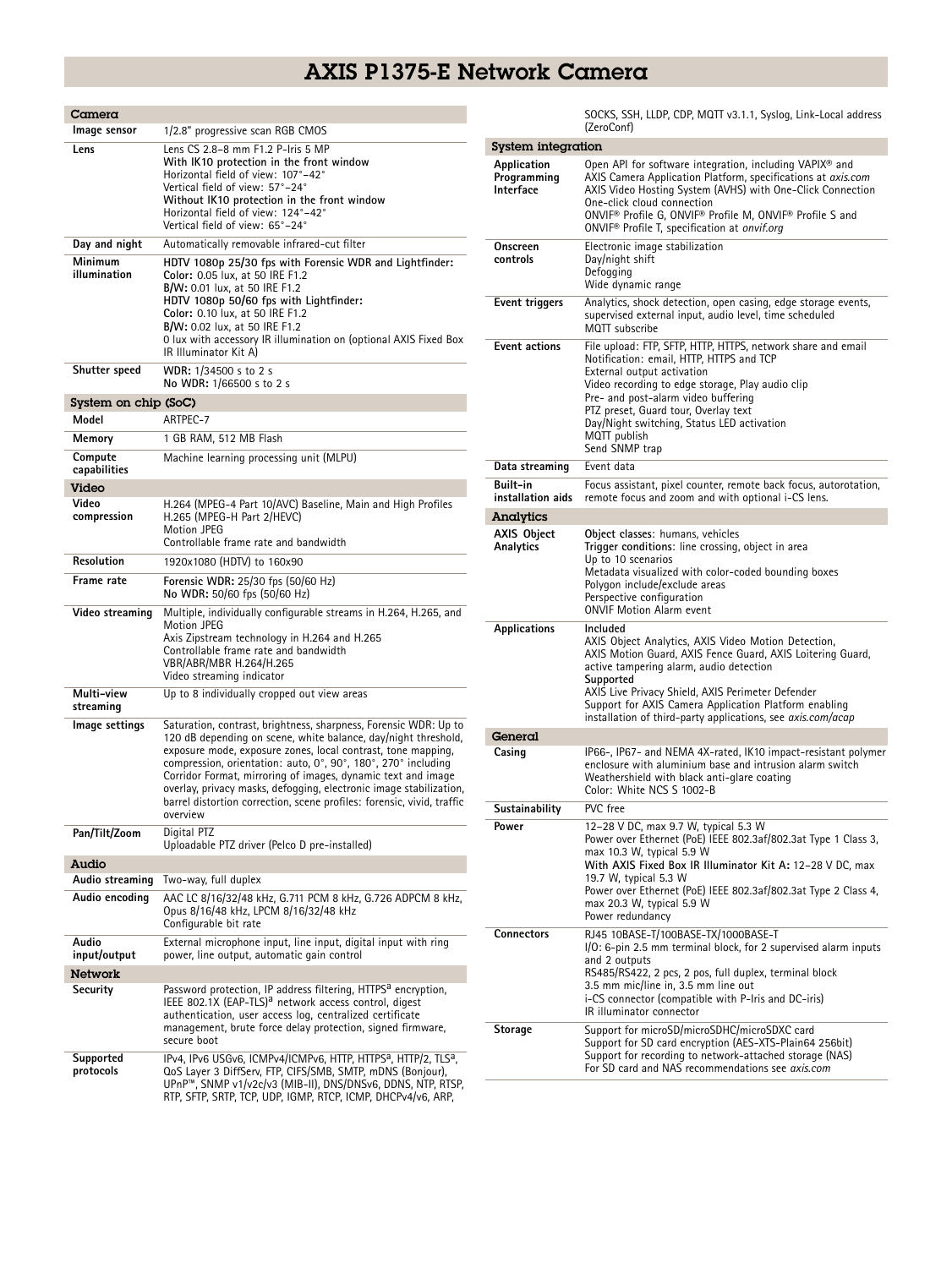# AXIS P1375-E Network Camera

## Camera

| | |
|---|---|
| **Image sensor** | 1/2.8" progressive scan RGB CMOS |
| **Lens** | Lens CS 2.8–8 mm F1.2 P-Iris 5 MP<br>**With IK10 protection in the front window**<br>Horizontal field of view: 107°–42°<br>Vertical field of view: 57°–24°<br>**Without IK10 protection in the front window**<br>Horizontal field of view: 124°–42°<br>Vertical field of view: 65°–24° |
| **Day and night** | Automatically removable infrared-cut filter |
| **Minimum illumination** | **HDTV 1080p 25/30 fps with Forensic WDR and Lightfinder:**<br>**Color:** 0.05 lux, at 50 IRE F1.2<br>**B/W:** 0.01 lux, at 50 IRE F1.2<br>**HDTV 1080p 50/60 fps with Lightfinder:**<br>**Color:** 0.10 lux, at 50 IRE F1.2<br>**B/W:** 0.02 lux, at 50 IRE F1.2<br>0 lux with accessory IR illumination on (optional AXIS Fixed Box IR Illuminator Kit A) |
| **Shutter speed** | **WDR:** 1/34500 s to 2 s<br>**No WDR:** 1/66500 s to 2 s |

## System on chip (SoC)

| | |
|---|---|
| **Model** | ARTPEC-7 |
| **Memory** | 1 GB RAM, 512 MB Flash |
| **Compute capabilities** | Machine learning processing unit (MLPU) |

## Video

| | |
|---|---|
| **Video compression** | H.264 (MPEG-4 Part 10/AVC) Baseline, Main and High Profiles<br>H.265 (MPEG-H Part 2/HEVC)<br>Motion JPEG<br>Controllable frame rate and bandwidth |
| **Resolution** | 1920x1080 (HDTV) to 160x90 |
| **Frame rate** | **Forensic WDR:** 25/30 fps (50/60 Hz)<br>**No WDR:** 50/60 fps (50/60 Hz) |
| **Video streaming** | Multiple, individually configurable streams in H.264, H.265, and Motion JPEG<br>Axis Zipstream technology in H.264 and H.265<br>Controllable frame rate and bandwidth<br>VBR/ABR/MBR H.264/H.265<br>Video streaming indicator |
| **Multi-view streaming** | Up to 8 individually cropped out view areas |
| **Image settings** | Saturation, contrast, brightness, sharpness, Forensic WDR: Up to 120 dB depending on scene, white balance, day/night threshold, exposure mode, exposure zones, local contrast, tone mapping, compression, orientation: auto, 0°, 90°, 180°, 270° including Corridor Format, mirroring of images, dynamic text and image overlay, privacy masks, defogging, electronic image stabilization, barrel distortion correction, scene profiles: forensic, vivid, traffic overview |
| **Pan/Tilt/Zoom** | Digital PTZ<br>Uploadable PTZ driver (Pelco D pre-installed) |

## Audio

| | |
|---|---|
| **Audio streaming** | Two-way, full duplex |
| **Audio encoding** | AAC LC 8/16/32/48 kHz, G.711 PCM 8 kHz, G.726 ADPCM 8 kHz, Opus 8/16/48 kHz, LPCM 8/16/32/48 kHz<br>Configurable bit rate |
| **Audio input/output** | External microphone input, line input, digital input with ring power, line output, automatic gain control |

## Network

| | |
|---|---|
| **Security** | Password protection, IP address filtering, HTTPS[a] encryption, IEEE 802.1X (EAP-TLS)[a] network access control, digest authentication, user access log, centralized certificate management, brute force delay protection, signed firmware, secure boot |
| **Supported protocols** | IPv4, IPv6 USGv6, ICMPv4/ICMPv6, HTTP, HTTPS[a], HTTP/2, TLS[a], QoS Layer 3 DiffServ, FTP, CIFS/SMB, SMTP, mDNS (Bonjour), UPnP™, SNMP v1/v2c/v3 (MIB-II), DNS/DNSv6, DDNS, NTP, RTSP, RTP, SFTP, SRTP, TCP, UDP, IGMP, RTCP, ICMP, DHCPv4/v6, ARP, SOCKS, SSH, LLDP, CDP, MQTT v3.1.1, Syslog, Link-Local address (ZeroConf) |

## System integration

| | |
|---|---|
| **Application Programming Interface** | Open API for software integration, including VAPIX® and AXIS Camera Application Platform, specifications at *axis.com*<br>AXIS Video Hosting System (AVHS) with One-Click Connection<br>One-click cloud connection<br>ONVIF® Profile G, ONVIF® Profile M, ONVIF® Profile S and ONVIF® Profile T, specification at *onvif.org* |
| **Onscreen controls** | Electronic image stabilization<br>Day/night shift<br>Defogging<br>Wide dynamic range |
| **Event triggers** | Analytics, shock detection, open casing, edge storage events, supervised external input, audio level, time scheduled<br>MQTT subscribe |
| **Event actions** | File upload: FTP, SFTP, HTTP, HTTPS, network share and email<br>Notification: email, HTTP, HTTPS and TCP<br>External output activation<br>Video recording to edge storage, Play audio clip<br>Pre- and post-alarm video buffering<br>PTZ preset, Guard tour, Overlay text<br>Day/Night switching, Status LED activation<br>MQTT publish<br>Send SNMP trap |
| **Data streaming** | Event data |
| **Built-in installation aids** | Focus assistant, pixel counter, remote back focus, autorotation, remote focus and zoom and with optional i-CS lens. |

## Analytics

| | |
|---|---|
| **AXIS Object Analytics** | **Object classes**: humans, vehicles<br>**Trigger conditions**: line crossing, object in area<br>Up to 10 scenarios<br>Metadata visualized with color-coded bounding boxes<br>Polygon include/exclude areas<br>Perspective configuration<br>ONVIF Motion Alarm event |
| **Applications** | **Included**<br>AXIS Object Analytics, AXIS Video Motion Detection, AXIS Motion Guard, AXIS Fence Guard, AXIS Loitering Guard, active tampering alarm, audio detection<br>**Supported**<br>AXIS Live Privacy Shield, AXIS Perimeter Defender<br>Support for AXIS Camera Application Platform enabling installation of third-party applications, see *axis.com/acap* |

## General

| | |
|---|---|
| **Casing** | IP66-, IP67- and NEMA 4X-rated, IK10 impact-resistant polymer enclosure with aluminium base and intrusion alarm switch<br>Weathershield with black anti-glare coating<br>Color: White NCS S 1002-B |
| **Sustainability** | PVC free |
| **Power** | 12–28 V DC, max 9.7 W, typical 5.3 W<br>Power over Ethernet (PoE) IEEE 802.3af/802.3at Type 1 Class 3, max 10.3 W, typical 5.9 W<br>**With AXIS Fixed Box IR Illuminator Kit A:** 12–28 V DC, max 19.7 W, typical 5.3 W<br>Power over Ethernet (PoE) IEEE 802.3af/802.3at Type 2 Class 4, max 20.3 W, typical 5.9 W<br>Power redundancy |
| **Connectors** | RJ45 10BASE-T/100BASE-TX/1000BASE-T<br>I/O: 6-pin 2.5 mm terminal block, for 2 supervised alarm inputs and 2 outputs<br>RS485/RS422, 2 pcs, 2 pos, full duplex, terminal block<br>3.5 mm mic/line in, 3.5 mm line out<br>i-CS connector (compatible with P-Iris and DC-iris)<br>IR illuminator connector |
| **Storage** | Support for microSD/microSDHC/microSDXC card<br>Support for SD card encryption (AES-XTS-Plain64 256bit)<br>Support for recording to network-attached storage (NAS)<br>For SD card and NAS recommendations see *axis.com* |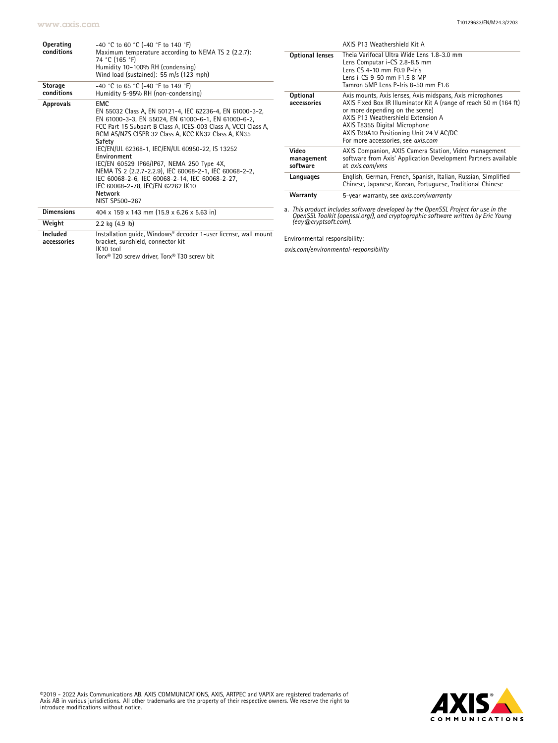| | |
|---|---|
| **Operating conditions** | -40 °C to 60 °C (-40 °F to 140 °F)<br>Maximum temperature according to NEMA TS 2 (2.2.7): 74 °C (165 °F)<br>Humidity 10–100% RH (condensing)<br>Wind load (sustained): 55 m/s (123 mph) |
| **Storage conditions** | -40 °C to 65 °C (-40 °F to 149 °F)<br>Humidity 5-95% RH (non-condensing) |
| **Approvals** | **EMC**<br>EN 55032 Class A, EN 50121-4, IEC 62236-4, EN 61000-3-2, EN 61000-3-3, EN 55024, EN 61000-6-1, EN 61000-6-2, FCC Part 15 Subpart B Class A, ICES-003 Class A, VCCI Class A, RCM AS/NZS CISPR 32 Class A, KCC KN32 Class A, KN35<br>**Safety**<br>IEC/EN/UL 62368-1, IEC/EN/UL 60950-22, IS 13252<br>**Environment**<br>IEC/EN 60529 IP66/IP67, NEMA 250 Type 4X, NEMA TS 2 (2.2.7-2.2.9), IEC 60068-2-1, IEC 60068-2-2, IEC 60068-2-6, IEC 60068-2-14, IEC 60068-2-27, IEC 60068-2-78, IEC/EN 62262 IK10<br>**Network**<br>NIST SP500–267 |
| **Dimensions** | 404 x 159 x 143 mm (15.9 x 6.26 x 5.63 in) |
| **Weight** | 2.2 kg (4.9 lb) |
| **Included accessories** | Installation guide, Windows® decoder 1-user license, wall mount bracket, sunshield, connector kit<br>IK10 tool<br>Torx® T20 screw driver, Torx® T30 screw bit |
| | AXIS P13 Weathershield Kit A |
| **Optional lenses** | Theia Varifocal Ultra Wide Lens 1.8-3.0 mm<br>Lens Computar i-CS 2.8-8.5 mm<br>Lens CS 4-10 mm F0.9 P-Iris<br>Lens i-CS 9-50 mm F1.5 8 MP<br>Tamron 5MP Lens P-Iris 8-50 mm F1.6 |
| **Optional accessories** | Axis mounts, Axis lenses, Axis midspans, Axis microphones<br>AXIS Fixed Box IR Illuminator Kit A (range of reach 50 m (164 ft) or more depending on the scene)<br>AXIS P13 Weathershield Extension A<br>AXIS T8355 Digital Microphone<br>AXIS T99A10 Positioning Unit 24 V AC/DC<br>For more accessories, see *axis.com* |
| **Video management software** | AXIS Companion, AXIS Camera Station, Video management software from Axis' Application Development Partners available at *axis.com/vms* |
| **Languages** | English, German, French, Spanish, Italian, Russian, Simplified Chinese, Japanese, Korean, Portuguese, Traditional Chinese |
| **Warranty** | 5-year warranty, see *axis.com/warranty* |

a. *This product includes software developed by the OpenSSL Project for use in the OpenSSL Toolkit (openssl.org/), and cryptographic software written by Eric Young (eay@cryptsoft.com).*

Environmental responsibility:

*axis.com/environmental-responsibility*

©2019 - 2022 Axis Communications AB. AXIS COMMUNICATIONS, AXIS, ARTPEC and VAPIX are registered trademarks of Axis AB in various jurisdictions. All other trademarks are the property of their respective owners. We reserve the right to introduce modifications without notice.